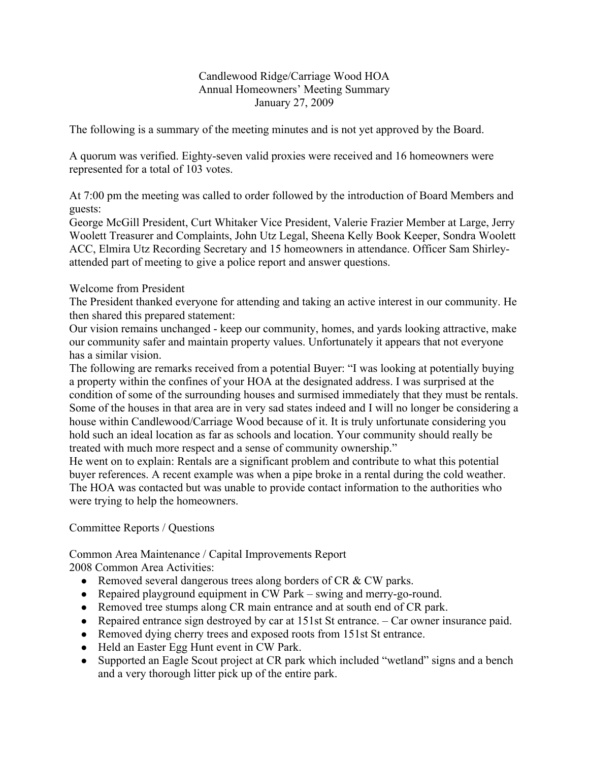# Candlewood Ridge/Carriage Wood HOA
## Annual Homeowners' Meeting Summary
### January 27, 2009

The following is a summary of the meeting minutes and is not yet approved by the Board.

A quorum was verified. Eighty-seven valid proxies were received and 16 homeowners were represented for a total of 103 votes.

At 7:00 pm the meeting was called to order followed by the introduction of Board Members and guests:
George McGill President, Curt Whitaker Vice President, Valerie Frazier Member at Large, Jerry Woolett Treasurer and Complaints, John Utz Legal, Sheena Kelly Book Keeper, Sondra Woolett ACC, Elmira Utz Recording Secretary and 15 homeowners in attendance. Officer Sam Shirley- attended part of meeting to give a police report and answer questions.

Welcome from President

The President thanked everyone for attending and taking an active interest in our community. He then shared this prepared statement:
Our vision remains unchanged - keep our community, homes, and yards looking attractive, make our community safer and maintain property values. Unfortunately it appears that not everyone has a similar vision.
The following are remarks received from a potential Buyer: "I was looking at potentially buying a property within the confines of your HOA at the designated address. I was surprised at the condition of some of the surrounding houses and surmised immediately that they must be rentals. Some of the houses in that area are in very sad states indeed and I will no longer be considering a house within Candlewood/Carriage Wood because of it. It is truly unfortunate considering you hold such an ideal location as far as schools and location. Your community should really be treated with much more respect and a sense of community ownership."
He went on to explain: Rentals are a significant problem and contribute to what this potential buyer references. A recent example was when a pipe broke in a rental during the cold weather. The HOA was contacted but was unable to provide contact information to the authorities who were trying to help the homeowners.

Committee Reports / Questions

Common Area Maintenance / Capital Improvements Report
2008 Common Area Activities:

- Removed several dangerous trees along borders of CR & CW parks.
- Repaired playground equipment in CW Park – swing and merry-go-round.
- Removed tree stumps along CR main entrance and at south end of CR park.
- Repaired entrance sign destroyed by car at 151st St entrance. – Car owner insurance paid.
- Removed dying cherry trees and exposed roots from 151st St entrance.
- Held an Easter Egg Hunt event in CW Park.
- Supported an Eagle Scout project at CR park which included "wetland" signs and a bench and a very thorough litter pick up of the entire park.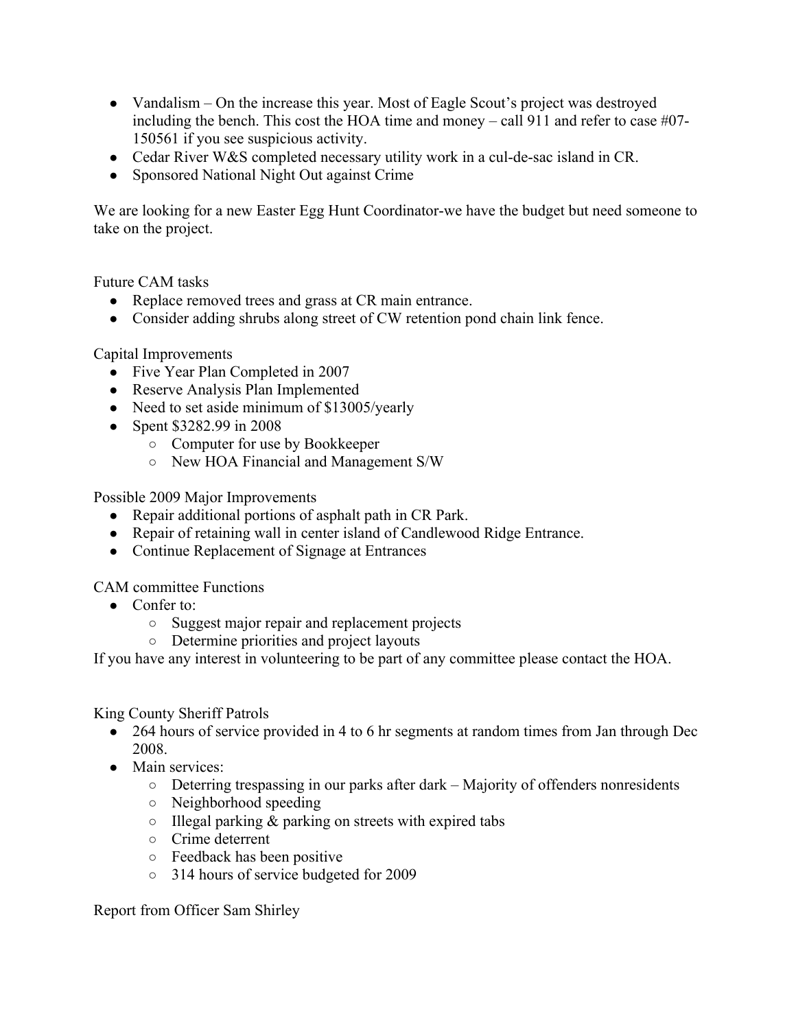- Vandalism – On the increase this year. Most of Eagle Scout's project was destroyed including the bench. This cost the HOA time and money – call 911 and refer to case #07-150561 if you see suspicious activity.
- Cedar River W&S completed necessary utility work in a cul-de-sac island in CR.
- Sponsored National Night Out against Crime

We are looking for a new Easter Egg Hunt Coordinator-we have the budget but need someone to take on the project.

Future CAM tasks

- Replace removed trees and grass at CR main entrance.
- Consider adding shrubs along street of CW retention pond chain link fence.

Capital Improvements

- Five Year Plan Completed in 2007
- Reserve Analysis Plan Implemented
- Need to set aside minimum of $13005/yearly
- Spent $3282.99 in 2008
  - Computer for use by Bookkeeper
  - New HOA Financial and Management S/W

Possible 2009 Major Improvements

- Repair additional portions of asphalt path in CR Park.
- Repair of retaining wall in center island of Candlewood Ridge Entrance.
- Continue Replacement of Signage at Entrances

CAM committee Functions

- Confer to:
  - Suggest major repair and replacement projects
  - Determine priorities and project layouts

If you have any interest in volunteering to be part of any committee please contact the HOA.

King County Sheriff Patrols

- 264 hours of service provided in 4 to 6 hr segments at random times from Jan through Dec 2008.
- Main services:
  - Deterring trespassing in our parks after dark – Majority of offenders nonresidents
  - Neighborhood speeding
  - Illegal parking & parking on streets with expired tabs
  - Crime deterrent
  - Feedback has been positive
  - 314 hours of service budgeted for 2009

Report from Officer Sam Shirley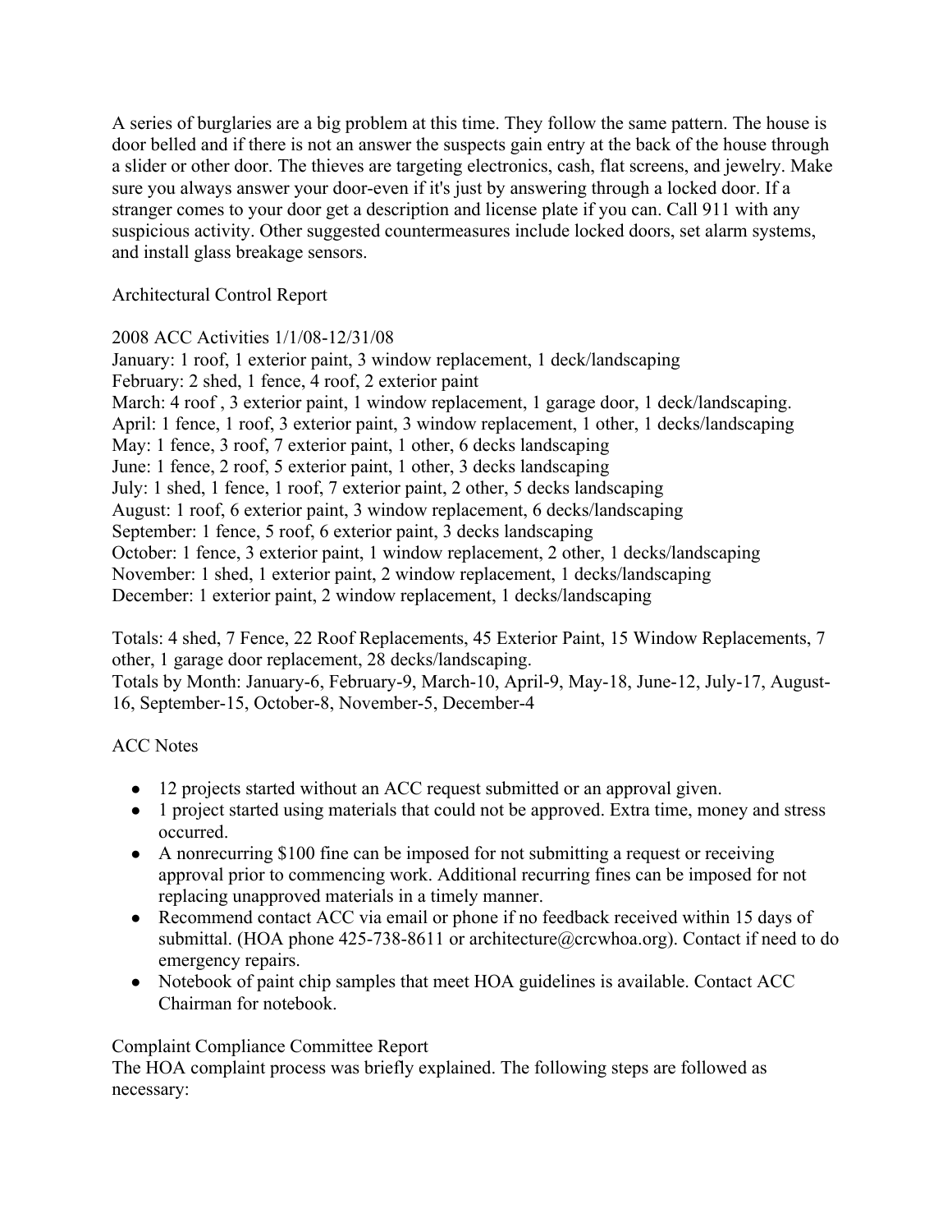A series of burglaries are a big problem at this time. They follow the same pattern. The house is door belled and if there is not an answer the suspects gain entry at the back of the house through a slider or other door. The thieves are targeting electronics, cash, flat screens, and jewelry. Make sure you always answer your door-even if it's just by answering through a locked door. If a stranger comes to your door get a description and license plate if you can. Call 911 with any suspicious activity. Other suggested countermeasures include locked doors, set alarm systems, and install glass breakage sensors.

Architectural Control Report

2008 ACC Activities 1/1/08-12/31/08
January: 1 roof, 1 exterior paint, 3 window replacement, 1 deck/landscaping
February: 2 shed, 1 fence, 4 roof, 2 exterior paint
March: 4 roof , 3 exterior paint, 1 window replacement, 1 garage door, 1 deck/landscaping.
April: 1 fence, 1 roof, 3 exterior paint, 3 window replacement, 1 other, 1 decks/landscaping
May: 1 fence, 3 roof, 7 exterior paint, 1 other, 6 decks landscaping
June: 1 fence, 2 roof, 5 exterior paint, 1 other, 3 decks landscaping
July: 1 shed, 1 fence, 1 roof, 7 exterior paint, 2 other, 5 decks landscaping
August: 1 roof, 6 exterior paint, 3 window replacement, 6 decks/landscaping
September: 1 fence, 5 roof, 6 exterior paint, 3 decks landscaping
October: 1 fence, 3 exterior paint, 1 window replacement, 2 other, 1 decks/landscaping
November: 1 shed, 1 exterior paint, 2 window replacement, 1 decks/landscaping
December: 1 exterior paint, 2 window replacement, 1 decks/landscaping

Totals: 4 shed, 7 Fence, 22 Roof Replacements, 45 Exterior Paint, 15 Window Replacements, 7 other, 1 garage door replacement, 28 decks/landscaping.
Totals by Month: January-6, February-9, March-10, April-9, May-18, June-12, July-17, August-16, September-15, October-8, November-5, December-4

ACC Notes

- 12 projects started without an ACC request submitted or an approval given.
- 1 project started using materials that could not be approved. Extra time, money and stress occurred.
- A nonrecurring $100 fine can be imposed for not submitting a request or receiving approval prior to commencing work. Additional recurring fines can be imposed for not replacing unapproved materials in a timely manner.
- Recommend contact ACC via email or phone if no feedback received within 15 days of submittal. (HOA phone 425-738-8611 or architecture@crcwhoa.org). Contact if need to do emergency repairs.
- Notebook of paint chip samples that meet HOA guidelines is available. Contact ACC Chairman for notebook.

Complaint Compliance Committee Report
The HOA complaint process was briefly explained. The following steps are followed as necessary: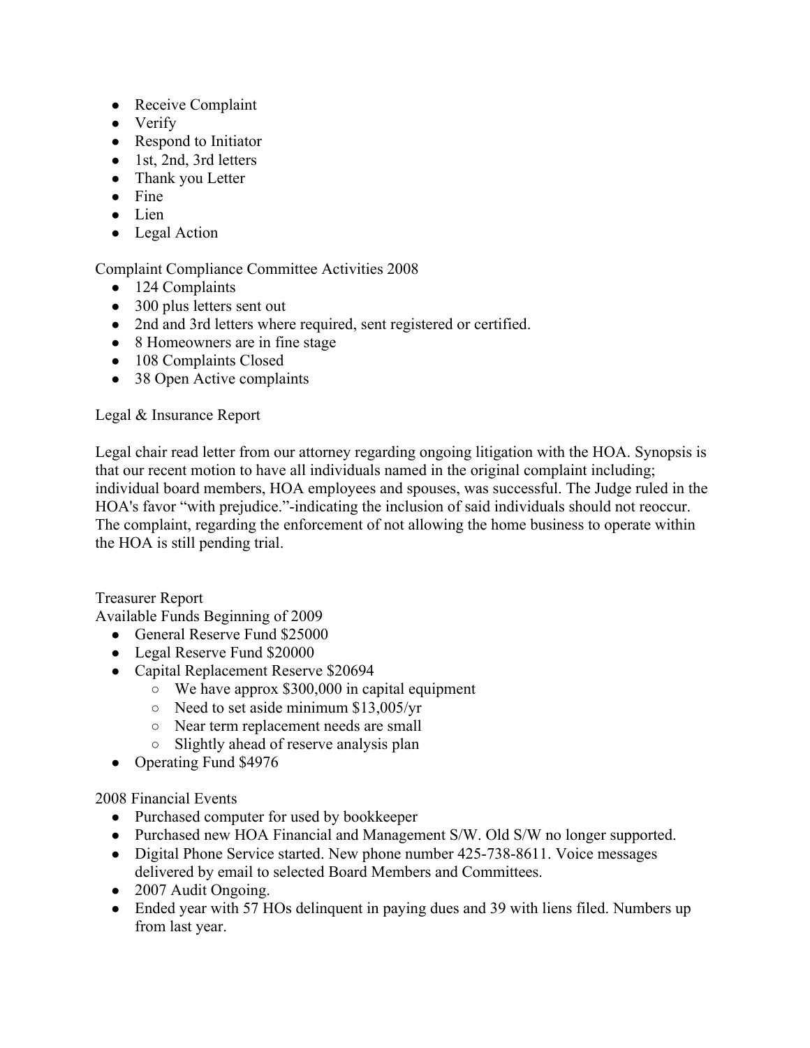- Receive Complaint
- Verify
- Respond to Initiator
- 1st, 2nd, 3rd letters
- Thank you Letter
- Fine
- Lien
- Legal Action

Complaint Compliance Committee Activities 2008

- 124 Complaints
- 300 plus letters sent out
- 2nd and 3rd letters where required, sent registered or certified.
- 8 Homeowners are in fine stage
- 108 Complaints Closed
- 38 Open Active complaints

Legal & Insurance Report

Legal chair read letter from our attorney regarding ongoing litigation with the HOA. Synopsis is that our recent motion to have all individuals named in the original complaint including; individual board members, HOA employees and spouses, was successful. The Judge ruled in the HOA's favor "with prejudice."-indicating the inclusion of said individuals should not reoccur. The complaint, regarding the enforcement of not allowing the home business to operate within the HOA is still pending trial.

Treasurer Report

Available Funds Beginning of 2009

- General Reserve Fund $25000
- Legal Reserve Fund $20000
- Capital Replacement Reserve $20694
  - We have approx $300,000 in capital equipment
  - Need to set aside minimum $13,005/yr
  - Near term replacement needs are small
  - Slightly ahead of reserve analysis plan
- Operating Fund $4976

2008 Financial Events

- Purchased computer for used by bookkeeper
- Purchased new HOA Financial and Management S/W. Old S/W no longer supported.
- Digital Phone Service started. New phone number 425-738-8611. Voice messages delivered by email to selected Board Members and Committees.
- 2007 Audit Ongoing.
- Ended year with 57 HOs delinquent in paying dues and 39 with liens filed. Numbers up from last year.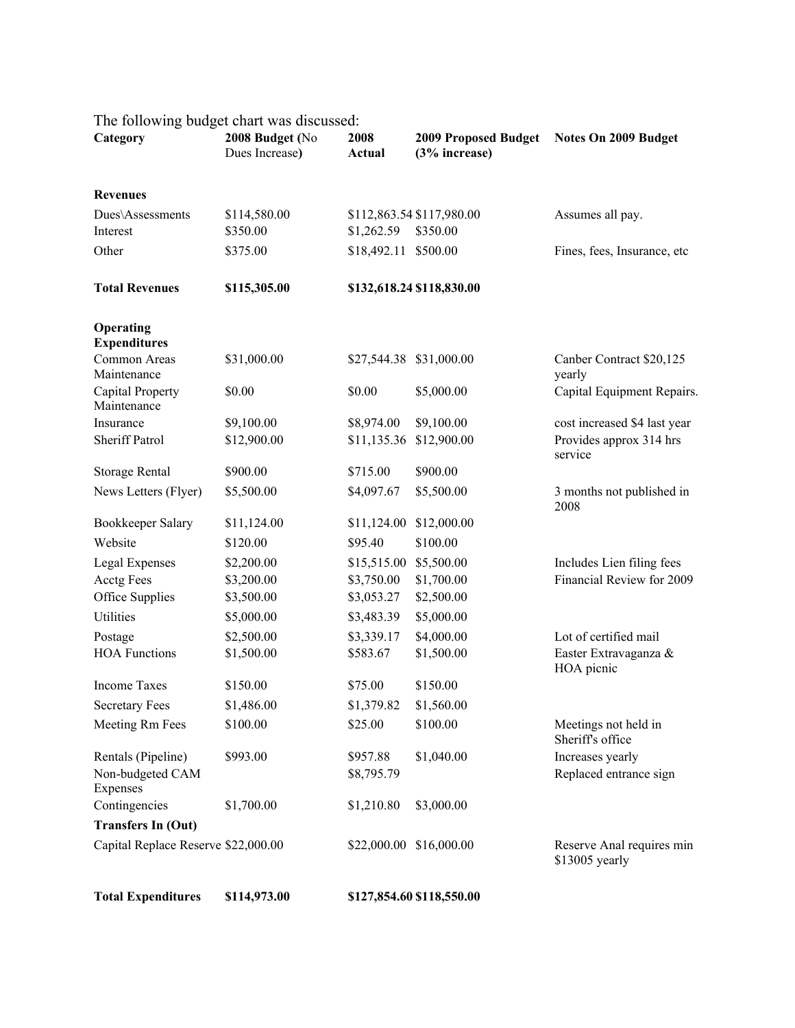The following budget chart was discussed:

| Category | 2008 Budget (No Dues Increase) | 2008 Actual | 2009 Proposed Budget (3% increase) | Notes On 2009 Budget |
|---|---|---|---|---|
| **Revenues** | | | | |
| Dues\Assessments | $114,580.00 | $112,863.54 | $117,980.00 | Assumes all pay. |
| Interest | $350.00 | $1,262.59 | $350.00 | |
| Other | $375.00 | $18,492.11 | $500.00 | Fines, fees, Insurance, etc |
| **Total Revenues** | **$115,305.00** | **$132,618.24** | **$118,830.00** | |
| **Operating Expenditures** | | | | |
| Common Areas Maintenance | $31,000.00 | $27,544.38 | $31,000.00 | Canber Contract $20,125 yearly |
| Capital Property Maintenance | $0.00 | $0.00 | $5,000.00 | Capital Equipment Repairs. |
| Insurance | $9,100.00 | $8,974.00 | $9,100.00 | cost increased $4 last year |
| Sheriff Patrol | $12,900.00 | $11,135.36 | $12,900.00 | Provides approx 314 hrs service |
| Storage Rental | $900.00 | $715.00 | $900.00 | |
| News Letters (Flyer) | $5,500.00 | $4,097.67 | $5,500.00 | 3 months not published in 2008 |
| Bookkeeper Salary | $11,124.00 | $11,124.00 | $12,000.00 | |
| Website | $120.00 | $95.40 | $100.00 | |
| Legal Expenses | $2,200.00 | $15,515.00 | $5,500.00 | Includes Lien filing fees |
| Acctg Fees | $3,200.00 | $3,750.00 | $1,700.00 | Financial Review for 2009 |
| Office Supplies | $3,500.00 | $3,053.27 | $2,500.00 | |
| Utilities | $5,000.00 | $3,483.39 | $5,000.00 | |
| Postage | $2,500.00 | $3,339.17 | $4,000.00 | Lot of certified mail |
| HOA Functions | $1,500.00 | $583.67 | $1,500.00 | Easter Extravaganza & HOA picnic |
| Income Taxes | $150.00 | $75.00 | $150.00 | |
| Secretary Fees | $1,486.00 | $1,379.82 | $1,560.00 | |
| Meeting Rm Fees | $100.00 | $25.00 | $100.00 | Meetings not held in Sheriff's office |
| Rentals (Pipeline) | $993.00 | $957.88 | $1,040.00 | Increases yearly |
| Non-budgeted CAM Expenses | | $8,795.79 | | Replaced entrance sign |
| Contingencies | $1,700.00 | $1,210.80 | $3,000.00 | |
| **Transfers In (Out)** | | | | |
| Capital Replace Reserve | $22,000.00 | $22,000.00 | $16,000.00 | Reserve Anal requires min $13005 yearly |
| **Total Expenditures** | **$114,973.00** | **$127,854.60** | **$118,550.00** | |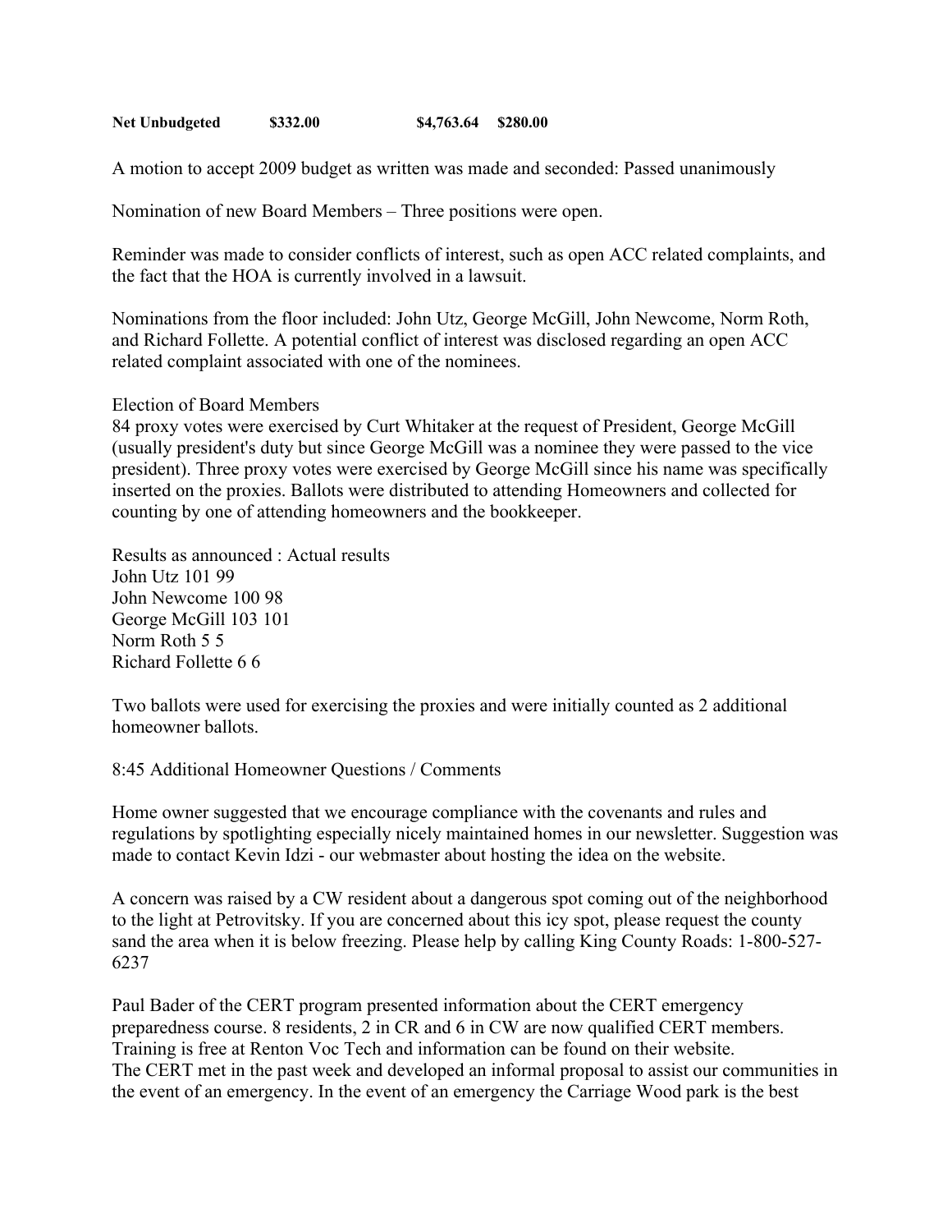**Net Unbudgeted $332.00 $4,763.64 $280.00**

A motion to accept 2009 budget as written was made and seconded: Passed unanimously

Nomination of new Board Members – Three positions were open.

Reminder was made to consider conflicts of interest, such as open ACC related complaints, and the fact that the HOA is currently involved in a lawsuit.

Nominations from the floor included: John Utz, George McGill, John Newcome, Norm Roth, and Richard Follette. A potential conflict of interest was disclosed regarding an open ACC related complaint associated with one of the nominees.

Election of Board Members
84 proxy votes were exercised by Curt Whitaker at the request of President, George McGill (usually president's duty but since George McGill was a nominee they were passed to the vice president). Three proxy votes were exercised by George McGill since his name was specifically inserted on the proxies. Ballots were distributed to attending Homeowners and collected for counting by one of attending homeowners and the bookkeeper.

Results as announced : Actual results
John Utz 101 99
John Newcome 100 98
George McGill 103 101
Norm Roth 5 5
Richard Follette 6 6

Two ballots were used for exercising the proxies and were initially counted as 2 additional homeowner ballots.

8:45 Additional Homeowner Questions / Comments

Home owner suggested that we encourage compliance with the covenants and rules and regulations by spotlighting especially nicely maintained homes in our newsletter. Suggestion was made to contact Kevin Idzi - our webmaster about hosting the idea on the website.

A concern was raised by a CW resident about a dangerous spot coming out of the neighborhood to the light at Petrovitsky. If you are concerned about this icy spot, please request the county sand the area when it is below freezing. Please help by calling King County Roads: 1-800-527-6237

Paul Bader of the CERT program presented information about the CERT emergency preparedness course. 8 residents, 2 in CR and 6 in CW are now qualified CERT members. Training is free at Renton Voc Tech and information can be found on their website.
The CERT met in the past week and developed an informal proposal to assist our communities in the event of an emergency. In the event of an emergency the Carriage Wood park is the best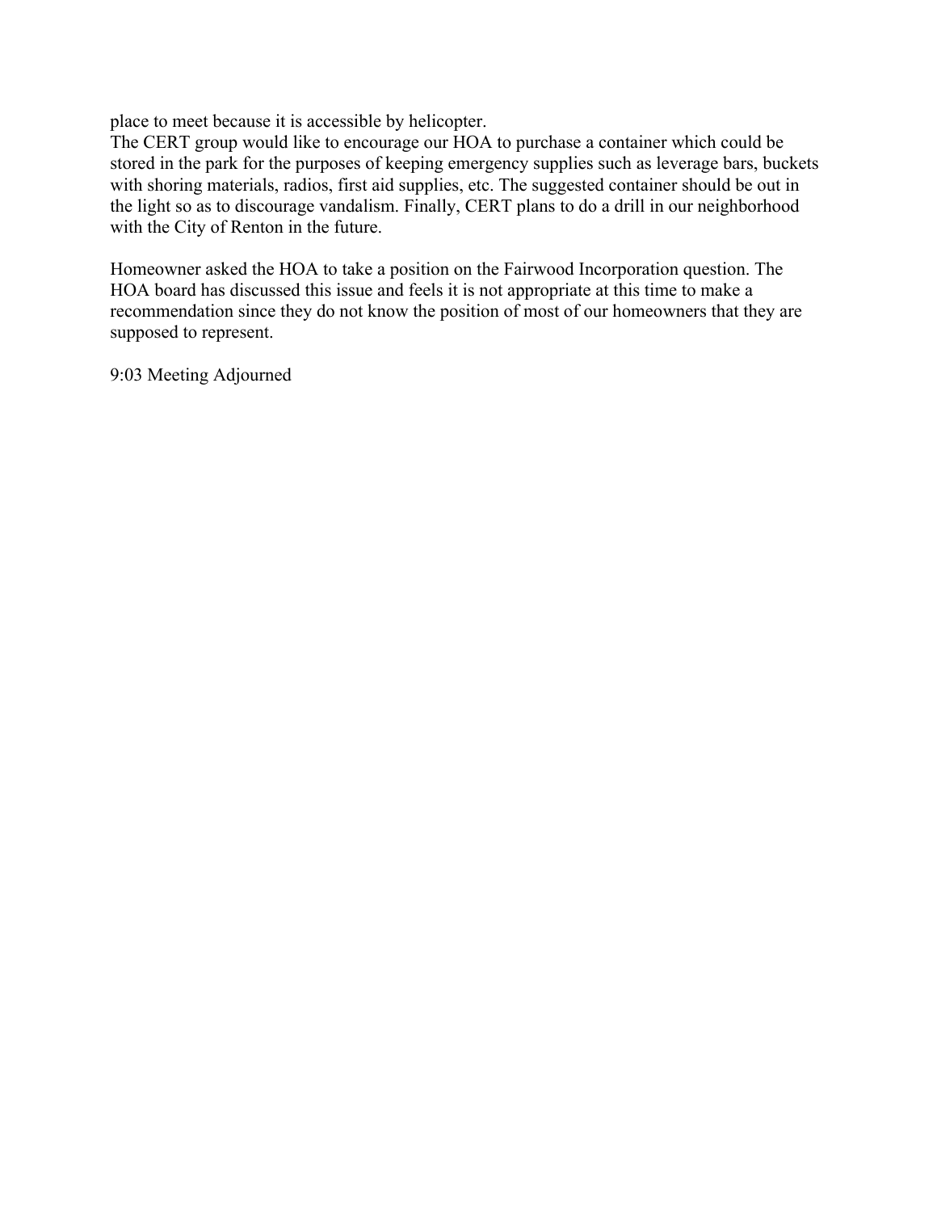place to meet because it is accessible by helicopter.
The CERT group would like to encourage our HOA to purchase a container which could be stored in the park for the purposes of keeping emergency supplies such as leverage bars, buckets with shoring materials, radios, first aid supplies, etc. The suggested container should be out in the light so as to discourage vandalism. Finally, CERT plans to do a drill in our neighborhood with the City of Renton in the future.

Homeowner asked the HOA to take a position on the Fairwood Incorporation question. The HOA board has discussed this issue and feels it is not appropriate at this time to make a recommendation since they do not know the position of most of our homeowners that they are supposed to represent.

9:03 Meeting Adjourned